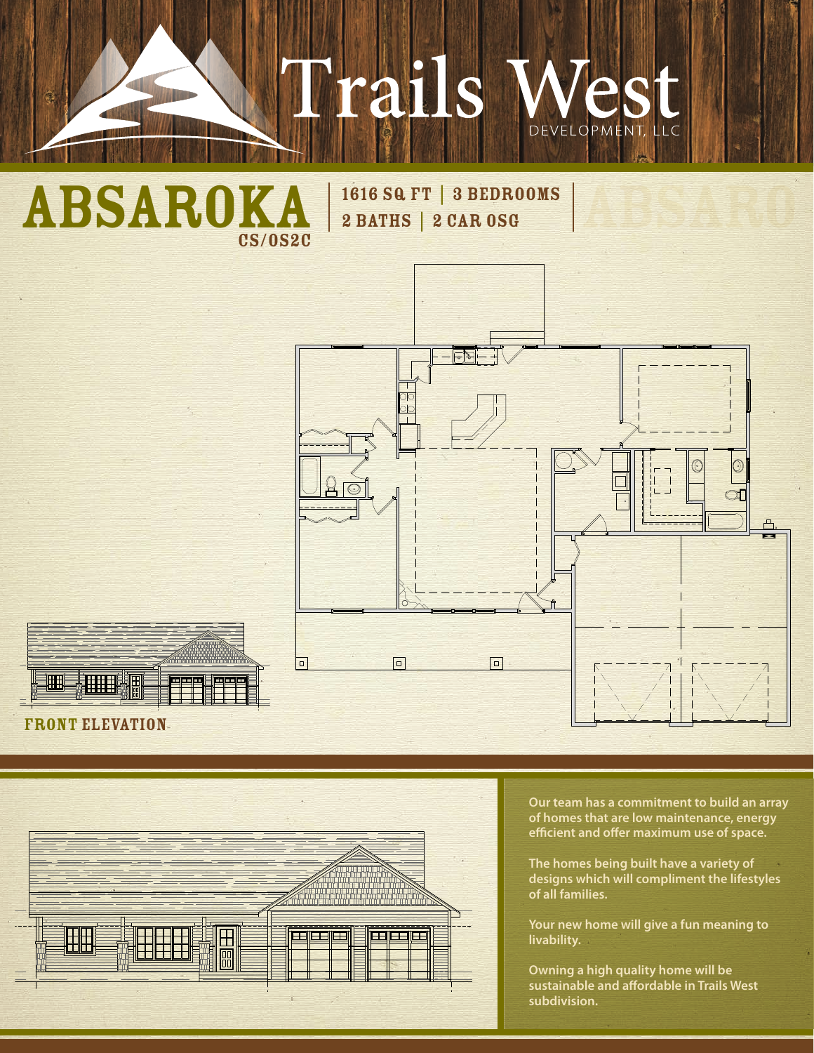# Trails West

DEVELOPMENT, LLC

## ABSAROKA

CS/OS2C

1616 SQ FT | 3 BEDROOMS
2 BATHS | 2 CAR OSG

FRONT ELEVATION

Our team has a commitment to build an array of homes that are low maintenance, energy efficient and offer maximum use of space.

The homes being built have a variety of designs which will compliment the lifestyles of all families.

Your new home will give a fun meaning to livability.

Owning a high quality home will be sustainable and affordable in Trails West subdivision.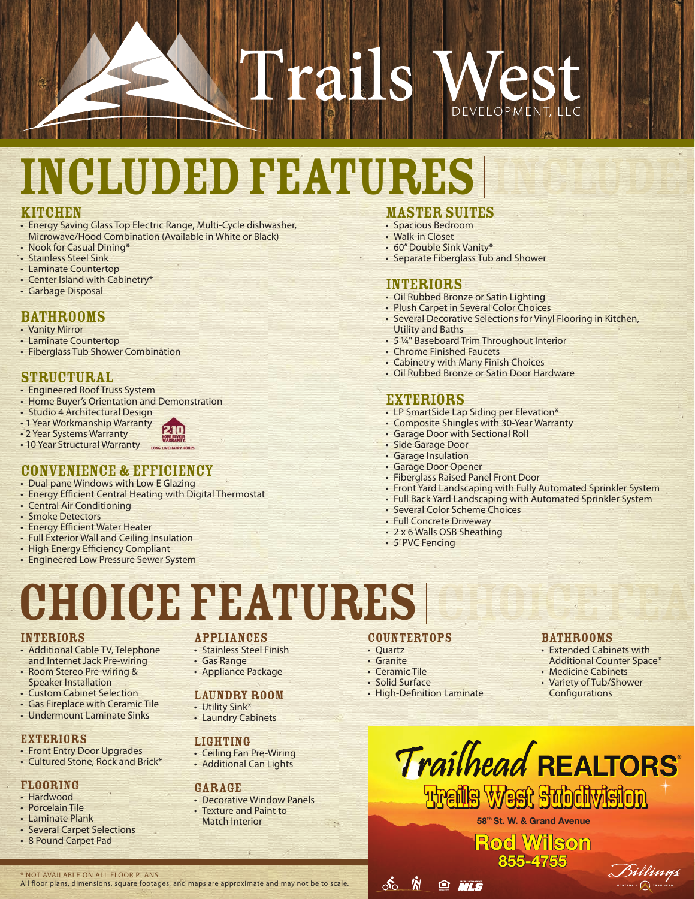# Trails West

DEVELOPMENT, LLC

# INCLUDED FEATURES

## KITCHEN

- Energy Saving Glass Top Electric Range, Multi-Cycle dishwasher, Microwave/Hood Combination (Available in White or Black)
- Nook for Casual Dining*
- Stainless Steel Sink
- Laminate Countertop
- Center Island with Cabinetry*
- Garbage Disposal

## BATHROOMS

- Vanity Mirror
- Laminate Countertop
- Fiberglass Tub Shower Combination

## STRUCTURAL

- Engineered Roof Truss System
- Home Buyer's Orientation and Demonstration
- Studio 4 Architectural Design
- 1 Year Workmanship Warranty
- 2 Year Systems Warranty
- 10 Year Structural Warranty

2-10 HOME BUYERS WARRANTY. LONG LIVE HAPPY HOMES

## CONVENIENCE & EFFICIENCY

- Dual pane Windows with Low E Glazing
- Energy Efficient Central Heating with Digital Thermostat
- Central Air Conditioning
- Smoke Detectors
- Energy Efficient Water Heater
- Full Exterior Wall and Ceiling Insulation
- High Energy Efficiency Compliant
- Engineered Low Pressure Sewer System

## MASTER SUITES

- Spacious Bedroom
- Walk-in Closet
- 60" Double Sink Vanity*
- Separate Fiberglass Tub and Shower

## INTERIORS

- Oil Rubbed Bronze or Satin Lighting
- Plush Carpet in Several Color Choices
- Several Decorative Selections for Vinyl Flooring in Kitchen, Utility and Baths
- 5 ¼" Baseboard Trim Throughout Interior
- Chrome Finished Faucets
- Cabinetry with Many Finish Choices
- Oil Rubbed Bronze or Satin Door Hardware

## EXTERIORS

- LP SmartSide Lap Siding per Elevation*
- Composite Shingles with 30-Year Warranty
- Garage Door with Sectional Roll
- Side Garage Door
- Garage Insulation
- Garage Door Opener
- Fiberglass Raised Panel Front Door
- Front Yard Landscaping with Fully Automated Sprinkler System
- Full Back Yard Landscaping with Automated Sprinkler System
- Several Color Scheme Choices
- Full Concrete Driveway
- 2 x 6 Walls OSB Sheathing
- 5' PVC Fencing

# CHOICE FEATURES

## INTERIORS

- Additional Cable TV, Telephone and Internet Jack Pre-wiring
- Room Stereo Pre-wiring & Speaker Installation
- Custom Cabinet Selection
- Gas Fireplace with Ceramic Tile
- Undermount Laminate Sinks

## EXTERIORS

- Front Entry Door Upgrades
- Cultured Stone, Rock and Brick*

## FLOORING

- Hardwood
- Porcelain Tile
- Laminate Plank
- Several Carpet Selections
- 8 Pound Carpet Pad

## APPLIANCES

- Stainless Steel Finish
- Gas Range
- Appliance Package

## LAUNDRY ROOM

- Utility Sink*
- Laundry Cabinets

## LIGHTING

- Ceiling Fan Pre-Wiring
- Additional Can Lights

## GARAGE

- Decorative Window Panels
- Texture and Paint to Match Interior

## COUNTERTOPS

- Quartz
- Granite
- Ceramic Tile
- Solid Surface
- High-Definition Laminate

## BATHROOMS

- Extended Cabinets with Additional Counter Space*
- Medicine Cabinets
- Variety of Tub/Shower Configurations

Trailhead REALTORS®

Trails West Subdivision

58th St. W. & Grand Avenue

Rod Wilson

855-4755

Billings

MLS

\* NOT AVAILABLE ON ALL FLOOR PLANS

All floor plans, dimensions, square footages, and maps are approximate and may not be to scale.